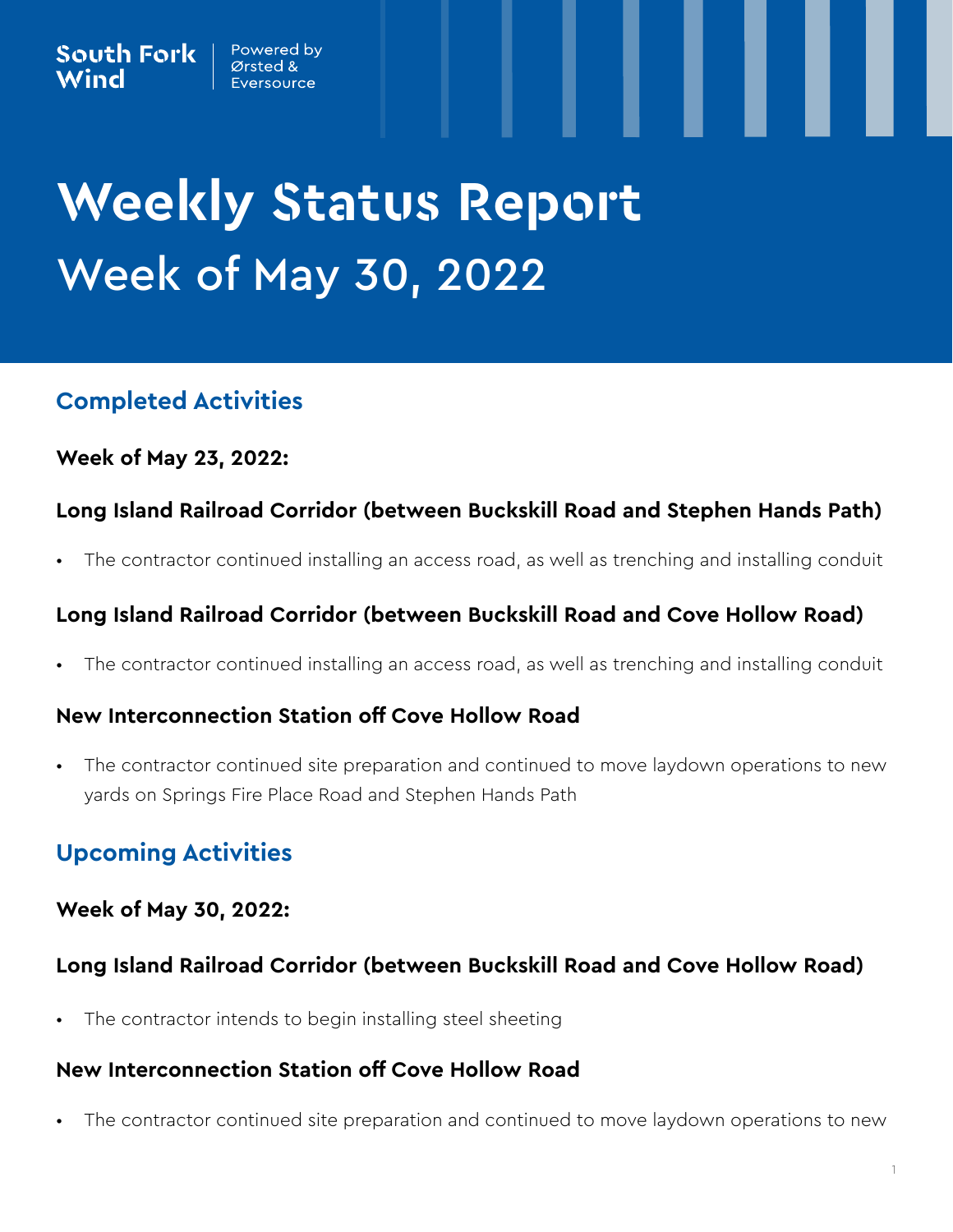South Fork Wind | Powered by Ørsted & Eversource

# Weekly Status Report

## Week of May 30, 2022

## Completed Activities

### Week of May 23, 2022:

### Long Island Railroad Corridor (between Buckskill Road and Stephen Hands Path)

- The contractor continued installing an access road, as well as trenching and installing conduit

### Long Island Railroad Corridor (between Buckskill Road and Cove Hollow Road)

- The contractor continued installing an access road, as well as trenching and installing conduit

### New Interconnection Station off Cove Hollow Road

- The contractor continued site preparation and continued to move laydown operations to new yards on Springs Fire Place Road and Stephen Hands Path

## Upcoming Activities

### Week of May 30, 2022:

### Long Island Railroad Corridor (between Buckskill Road and Cove Hollow Road)

- The contractor intends to begin installing steel sheeting

### New Interconnection Station off Cove Hollow Road

- The contractor continued site preparation and continued to move laydown operations to new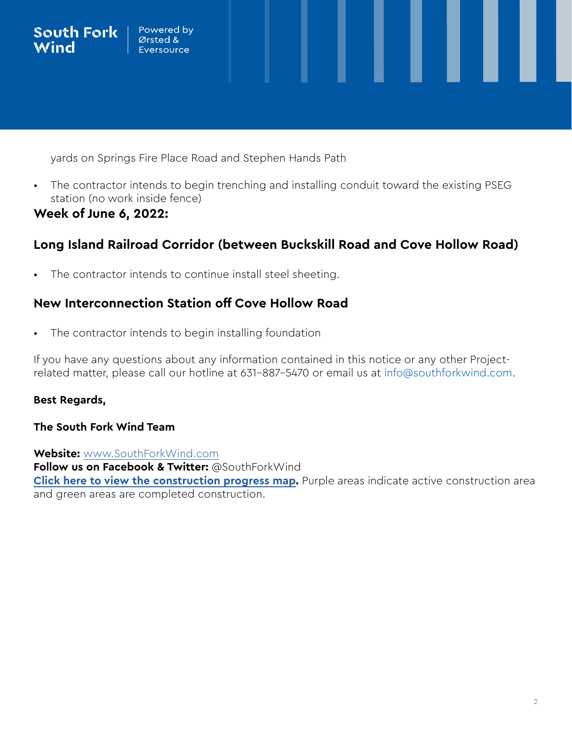yards on Springs Fire Place Road and Stephen Hands Path

- The contractor intends to begin trenching and installing conduit toward the existing PSEG station (no work inside fence)

## Week of June 6, 2022:

### Long Island Railroad Corridor (between Buckskill Road and Cove Hollow Road)

- The contractor intends to continue install steel sheeting.

### New Interconnection Station off Cove Hollow Road

- The contractor intends to begin installing foundation

If you have any questions about any information contained in this notice or any other Project-related matter, please call our hotline at 631-887-5470 or email us at info@southforkwind.com.

**Best Regards,**

**The South Fork Wind Team**

**Website:** www.SouthForkWind.com
**Follow us on Facebook & Twitter:** @SouthForkWind
**Click here to view the construction progress map.** Purple areas indicate active construction area and green areas are completed construction.